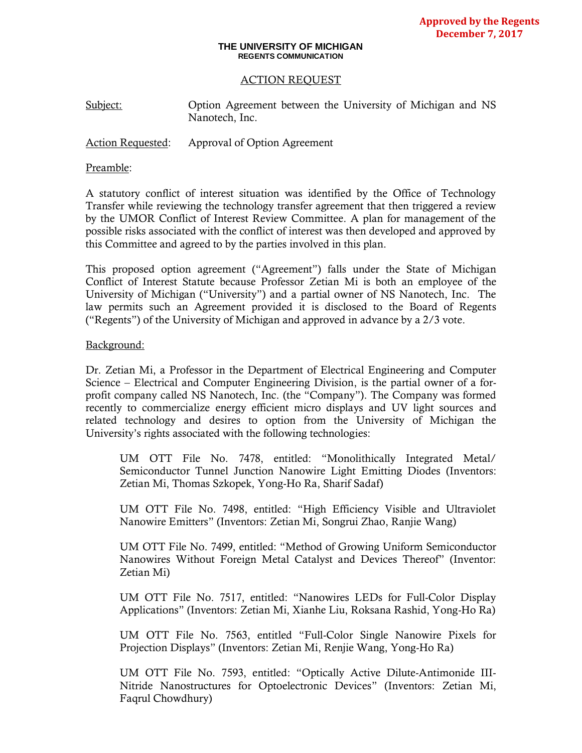**Approved by the Regents**
**December 7, 2017**

**THE UNIVERSITY OF MICHIGAN**
**REGENTS COMMUNICATION**

ACTION REQUEST

Subject: Option Agreement between the University of Michigan and NS Nanotech, Inc.

Action Requested: Approval of Option Agreement

Preamble:

A statutory conflict of interest situation was identified by the Office of Technology Transfer while reviewing the technology transfer agreement that then triggered a review by the UMOR Conflict of Interest Review Committee. A plan for management of the possible risks associated with the conflict of interest was then developed and approved by this Committee and agreed to by the parties involved in this plan.

This proposed option agreement ("Agreement") falls under the State of Michigan Conflict of Interest Statute because Professor Zetian Mi is both an employee of the University of Michigan ("University") and a partial owner of NS Nanotech, Inc. The law permits such an Agreement provided it is disclosed to the Board of Regents ("Regents") of the University of Michigan and approved in advance by a 2/3 vote.

Background:

Dr. Zetian Mi, a Professor in the Department of Electrical Engineering and Computer Science – Electrical and Computer Engineering Division, is the partial owner of a for-profit company called NS Nanotech, Inc. (the "Company"). The Company was formed recently to commercialize energy efficient micro displays and UV light sources and related technology and desires to option from the University of Michigan the University's rights associated with the following technologies:

> UM OTT File No. 7478, entitled: "Monolithically Integrated Metal/ Semiconductor Tunnel Junction Nanowire Light Emitting Diodes (Inventors: Zetian Mi, Thomas Szkopek, Yong-Ho Ra, Sharif Sadaf)
>
> UM OTT File No. 7498, entitled: "High Efficiency Visible and Ultraviolet Nanowire Emitters" (Inventors: Zetian Mi, Songrui Zhao, Ranjie Wang)
>
> UM OTT File No. 7499, entitled: "Method of Growing Uniform Semiconductor Nanowires Without Foreign Metal Catalyst and Devices Thereof" (Inventor: Zetian Mi)
>
> UM OTT File No. 7517, entitled: "Nanowires LEDs for Full-Color Display Applications" (Inventors: Zetian Mi, Xianhe Liu, Roksana Rashid, Yong-Ho Ra)
>
> UM OTT File No. 7563, entitled "Full-Color Single Nanowire Pixels for Projection Displays" (Inventors: Zetian Mi, Renjie Wang, Yong-Ho Ra)
>
> UM OTT File No. 7593, entitled: "Optically Active Dilute-Antimonide III-Nitride Nanostructures for Optoelectronic Devices" (Inventors: Zetian Mi, Faqrul Chowdhury)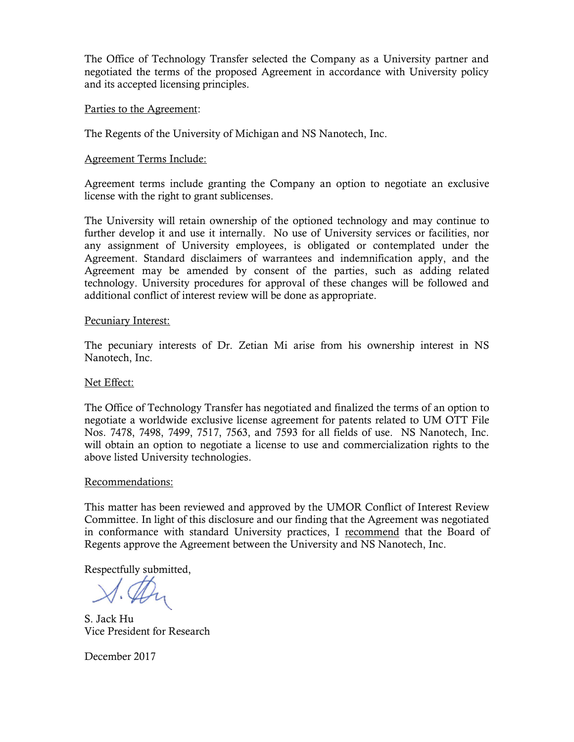The Office of Technology Transfer selected the Company as a University partner and negotiated the terms of the proposed Agreement in accordance with University policy and its accepted licensing principles.

Parties to the Agreement:

The Regents of the University of Michigan and NS Nanotech, Inc.

Agreement Terms Include:

Agreement terms include granting the Company an option to negotiate an exclusive license with the right to grant sublicenses.

The University will retain ownership of the optioned technology and may continue to further develop it and use it internally. No use of University services or facilities, nor any assignment of University employees, is obligated or contemplated under the Agreement. Standard disclaimers of warrantees and indemnification apply, and the Agreement may be amended by consent of the parties, such as adding related technology. University procedures for approval of these changes will be followed and additional conflict of interest review will be done as appropriate.

Pecuniary Interest:

The pecuniary interests of Dr. Zetian Mi arise from his ownership interest in NS Nanotech, Inc.

Net Effect:

The Office of Technology Transfer has negotiated and finalized the terms of an option to negotiate a worldwide exclusive license agreement for patents related to UM OTT File Nos. 7478, 7498, 7499, 7517, 7563, and 7593 for all fields of use. NS Nanotech, Inc. will obtain an option to negotiate a license to use and commercialization rights to the above listed University technologies.

Recommendations:

This matter has been reviewed and approved by the UMOR Conflict of Interest Review Committee. In light of this disclosure and our finding that the Agreement was negotiated in conformance with standard University practices, I recommend that the Board of Regents approve the Agreement between the University and NS Nanotech, Inc.

Respectfully submitted,

S. Jack Hu
Vice President for Research

December 2017